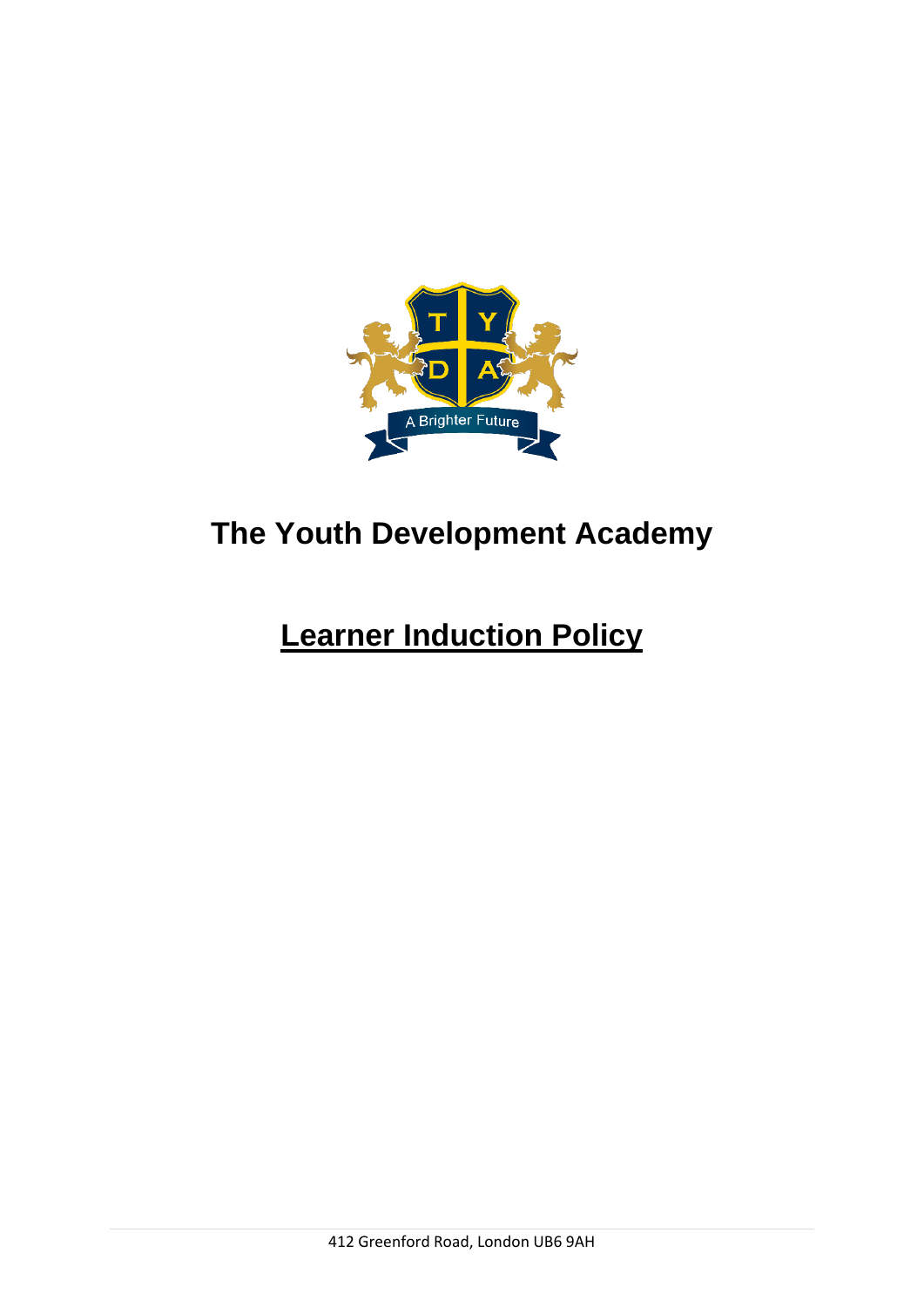# The Youth Development Academy

## Learner Induction Policy

412 Greenford Road, London UB6 9AH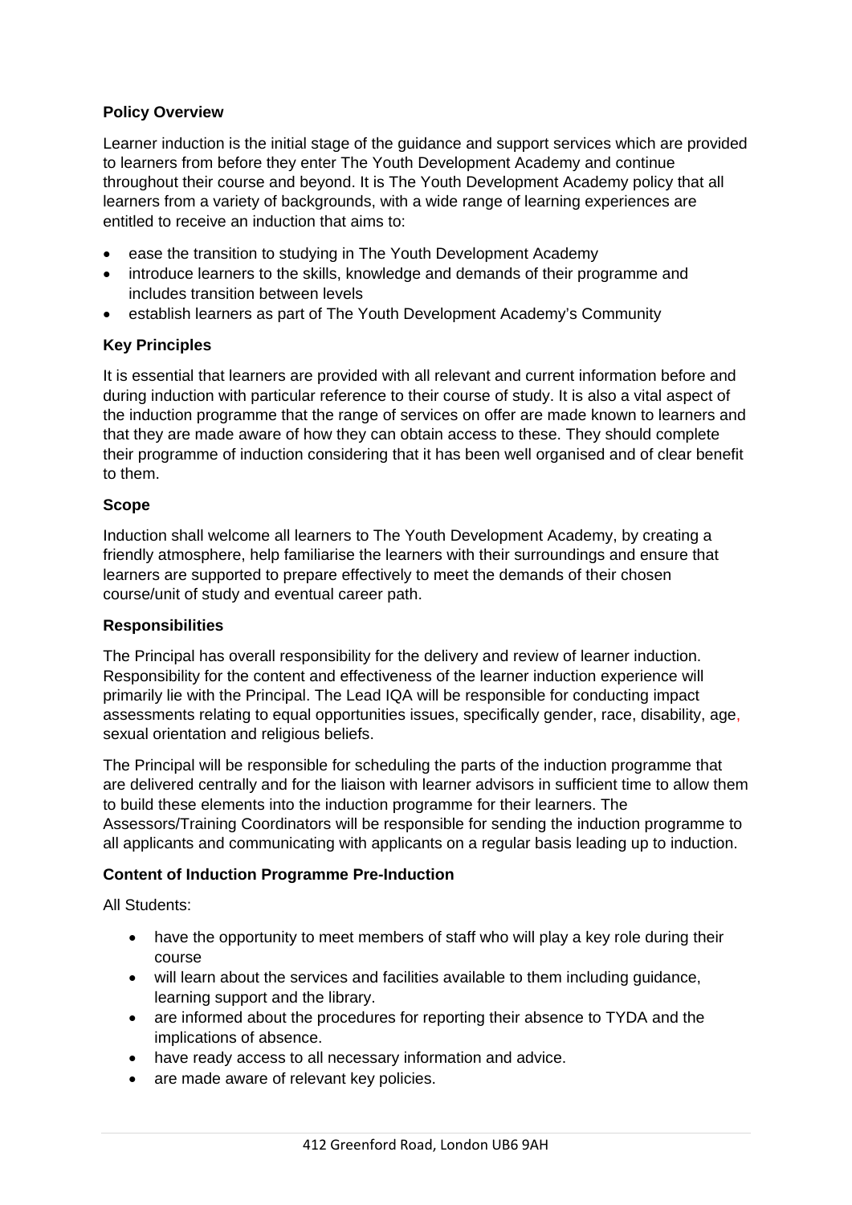**Policy Overview**

Learner induction is the initial stage of the guidance and support services which are provided to learners from before they enter The Youth Development Academy and continue throughout their course and beyond. It is The Youth Development Academy policy that all learners from a variety of backgrounds, with a wide range of learning experiences are entitled to receive an induction that aims to:

- ease the transition to studying in The Youth Development Academy
- introduce learners to the skills, knowledge and demands of their programme and includes transition between levels
- establish learners as part of The Youth Development Academy's Community

**Key Principles**

It is essential that learners are provided with all relevant and current information before and during induction with particular reference to their course of study. It is also a vital aspect of the induction programme that the range of services on offer are made known to learners and that they are made aware of how they can obtain access to these. They should complete their programme of induction considering that it has been well organised and of clear benefit to them.

**Scope**

Induction shall welcome all learners to The Youth Development Academy, by creating a friendly atmosphere, help familiarise the learners with their surroundings and ensure that learners are supported to prepare effectively to meet the demands of their chosen course/unit of study and eventual career path.

**Responsibilities**

The Principal has overall responsibility for the delivery and review of learner induction. Responsibility for the content and effectiveness of the learner induction experience will primarily lie with the Principal. The Lead IQA will be responsible for conducting impact assessments relating to equal opportunities issues, specifically gender, race, disability, age, sexual orientation and religious beliefs.

The Principal will be responsible for scheduling the parts of the induction programme that are delivered centrally and for the liaison with learner advisors in sufficient time to allow them to build these elements into the induction programme for their learners. The Assessors/Training Coordinators will be responsible for sending the induction programme to all applicants and communicating with applicants on a regular basis leading up to induction.

**Content of Induction Programme Pre-Induction**

All Students:

- have the opportunity to meet members of staff who will play a key role during their course
- will learn about the services and facilities available to them including guidance, learning support and the library.
- are informed about the procedures for reporting their absence to TYDA and the implications of absence.
- have ready access to all necessary information and advice.
- are made aware of relevant key policies.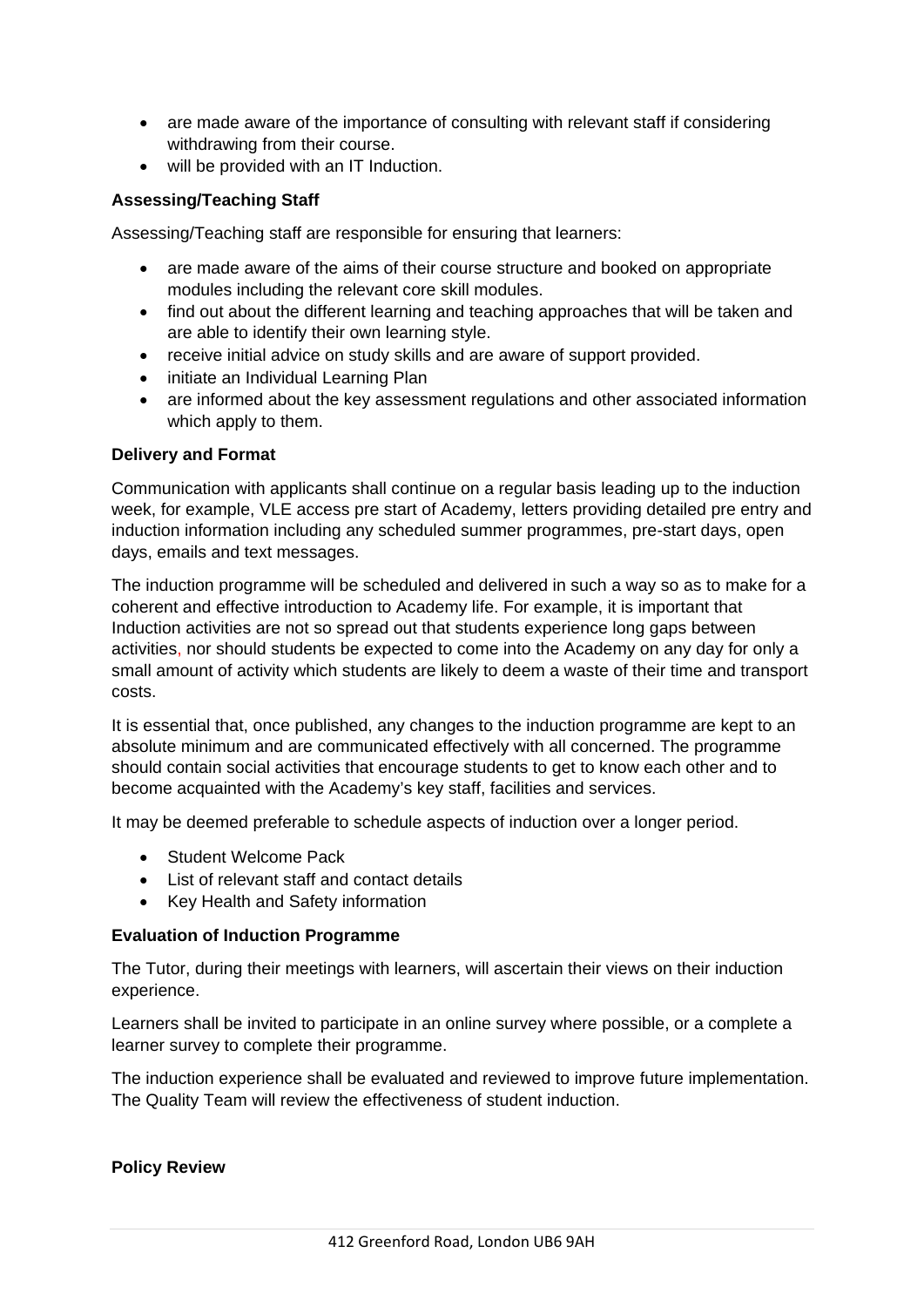- are made aware of the importance of consulting with relevant staff if considering withdrawing from their course.
- will be provided with an IT Induction.

**Assessing/Teaching Staff**

Assessing/Teaching staff are responsible for ensuring that learners:

- are made aware of the aims of their course structure and booked on appropriate modules including the relevant core skill modules.
- find out about the different learning and teaching approaches that will be taken and are able to identify their own learning style.
- receive initial advice on study skills and are aware of support provided.
- initiate an Individual Learning Plan
- are informed about the key assessment regulations and other associated information which apply to them.

**Delivery and Format**

Communication with applicants shall continue on a regular basis leading up to the induction week, for example, VLE access pre start of Academy, letters providing detailed pre entry and induction information including any scheduled summer programmes, pre-start days, open days, emails and text messages.

The induction programme will be scheduled and delivered in such a way so as to make for a coherent and effective introduction to Academy life. For example, it is important that Induction activities are not so spread out that students experience long gaps between activities, nor should students be expected to come into the Academy on any day for only a small amount of activity which students are likely to deem a waste of their time and transport costs.

It is essential that, once published, any changes to the induction programme are kept to an absolute minimum and are communicated effectively with all concerned. The programme should contain social activities that encourage students to get to know each other and to become acquainted with the Academy's key staff, facilities and services.

It may be deemed preferable to schedule aspects of induction over a longer period.

- Student Welcome Pack
- List of relevant staff and contact details
- Key Health and Safety information

**Evaluation of Induction Programme**

The Tutor, during their meetings with learners, will ascertain their views on their induction experience.

Learners shall be invited to participate in an online survey where possible, or a complete a learner survey to complete their programme.

The induction experience shall be evaluated and reviewed to improve future implementation. The Quality Team will review the effectiveness of student induction.

**Policy Review**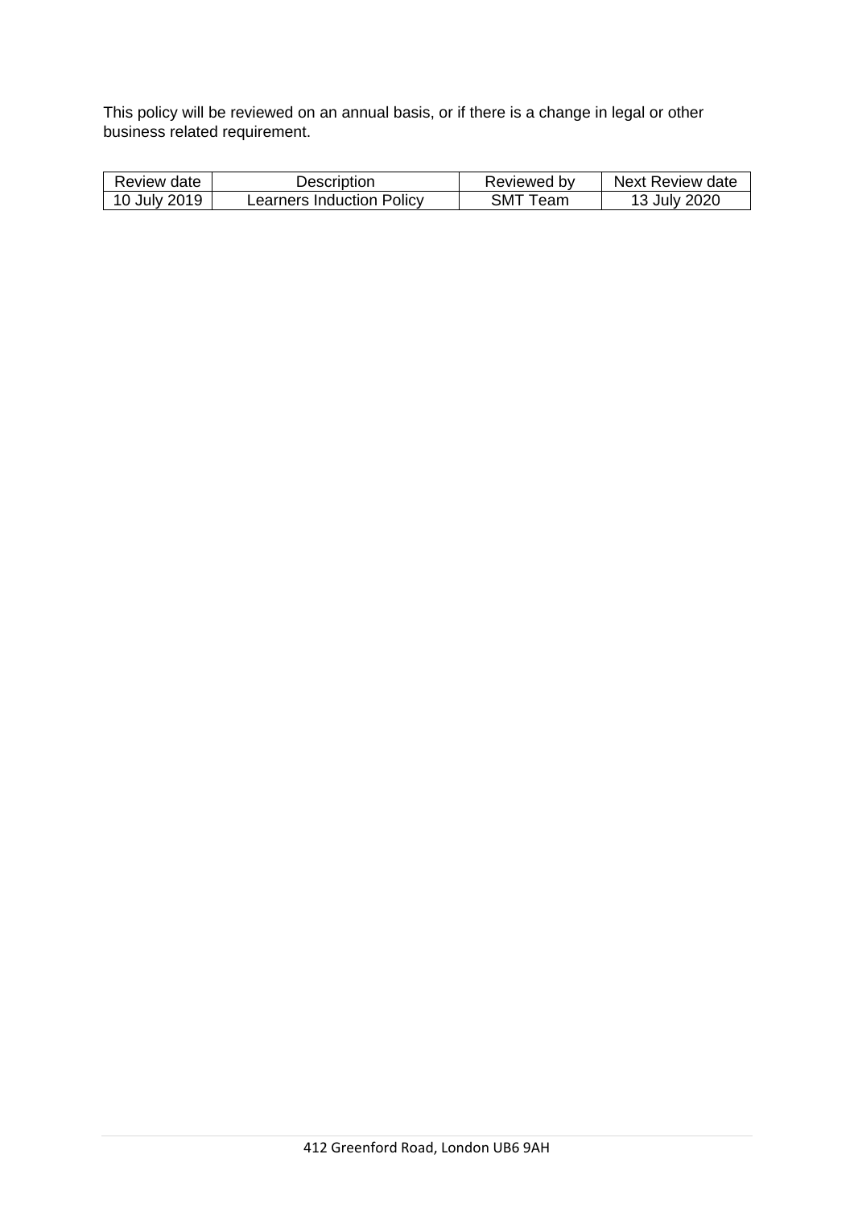This policy will be reviewed on an annual basis, or if there is a change in legal or other business related requirement.

| Review date | Description | Reviewed by | Next Review date |
|---|---|---|---|
| 10 July 2019 | Learners Induction Policy | SMT Team | 13 July 2020 |